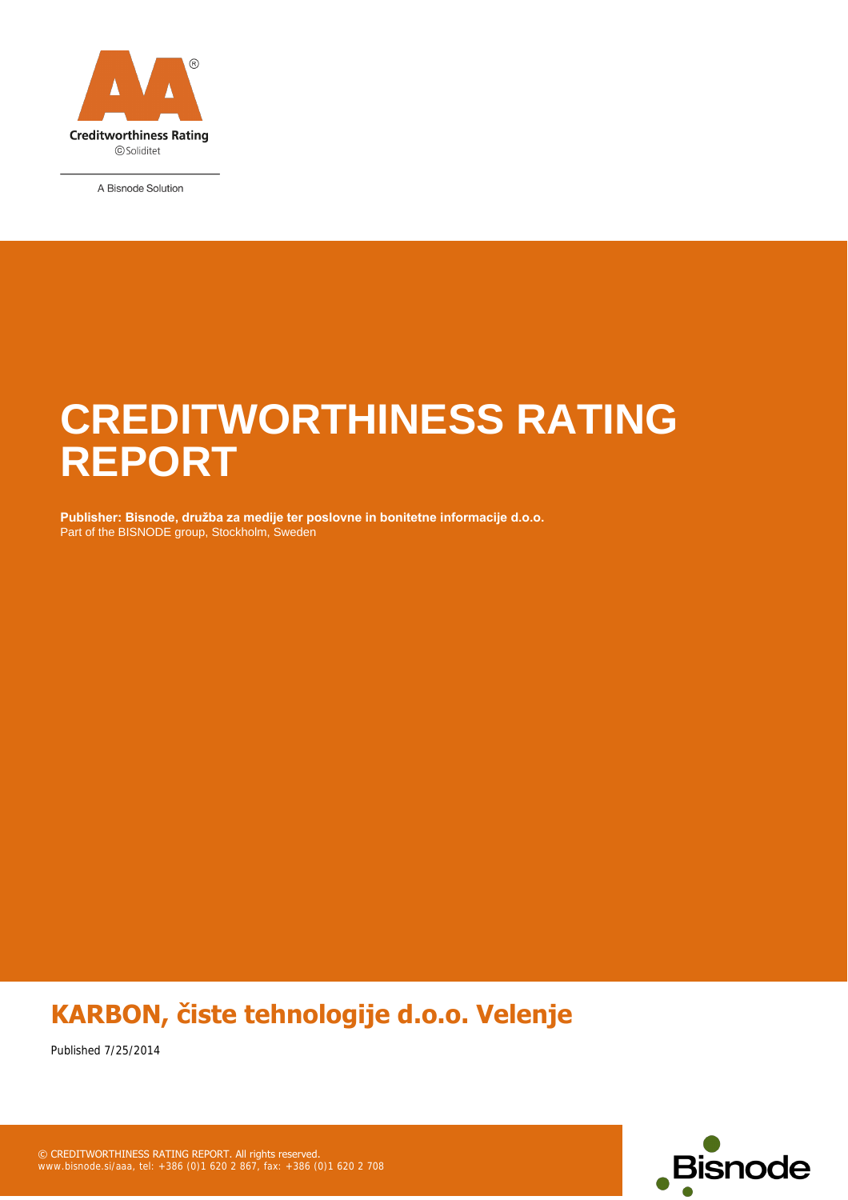Creditworthiness Rating
©Soliditet

A Bisnode Solution

# CREDITWORTHINESS RATING REPORT

**Publisher: Bisnode, družba za medije ter poslovne in bonitetne informacije d.o.o.**
Part of the BISNODE group, Stockholm, Sweden

## KARBON, čiste tehnologije d.o.o. Velenje

Published 7/25/2014

© CREDITWORTHINESS RATING REPORT. All rights reserved.
www.bisnode.si/aaa, tel: +386 (0)1 620 2 867, fax: +386 (0)1 620 2 708

Bisnode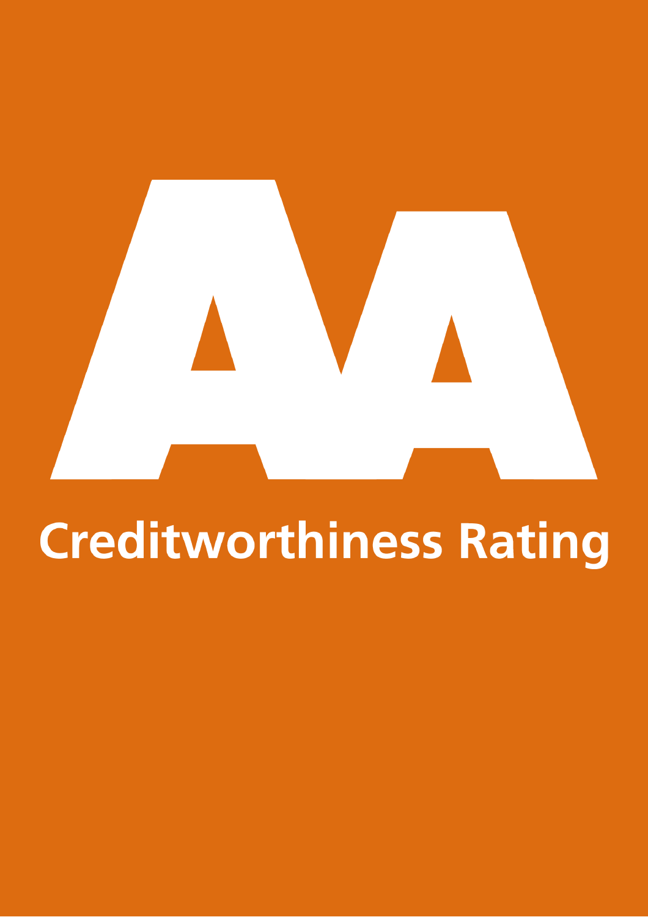AA

Creditworthiness Rating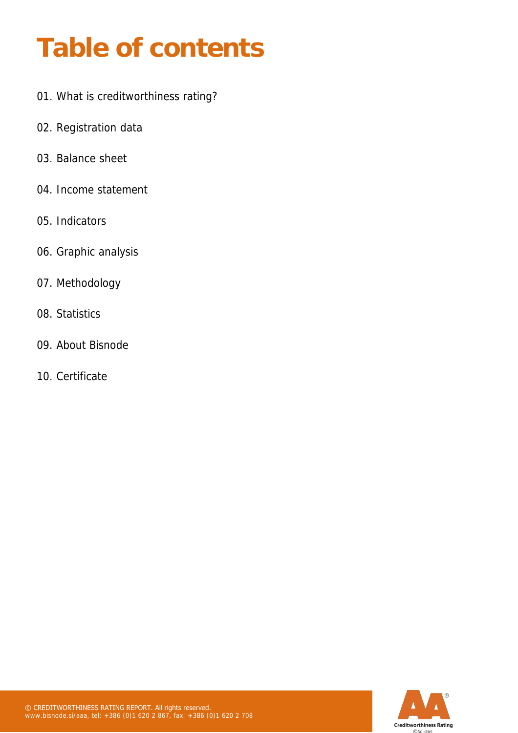# Table of contents

01. What is creditworthiness rating?

02. Registration data

03. Balance sheet

04. Income statement

05. Indicators

06. Graphic analysis

07. Methodology

08. Statistics

09. About Bisnode

10. Certificate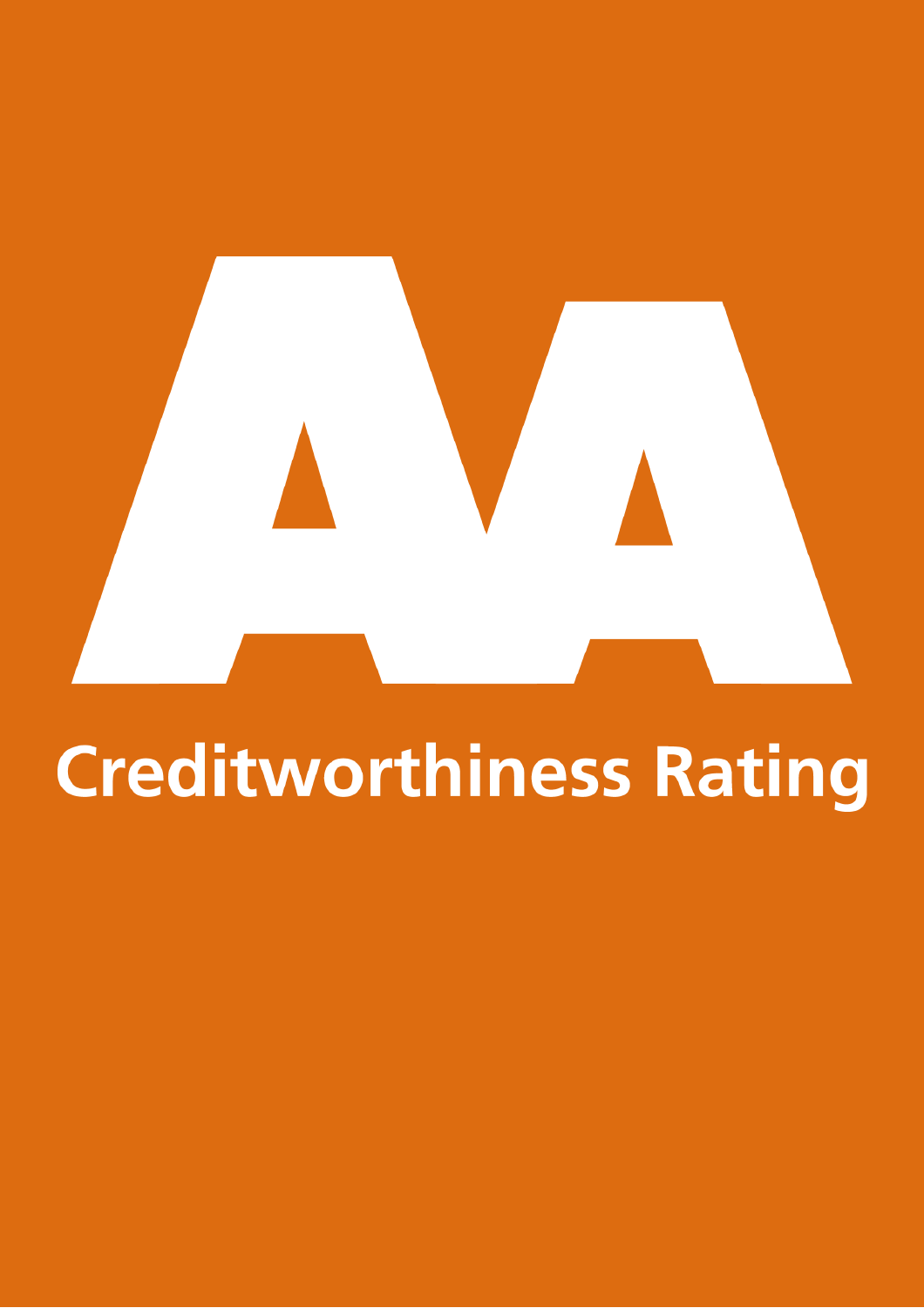# AA

## Creditworthiness Rating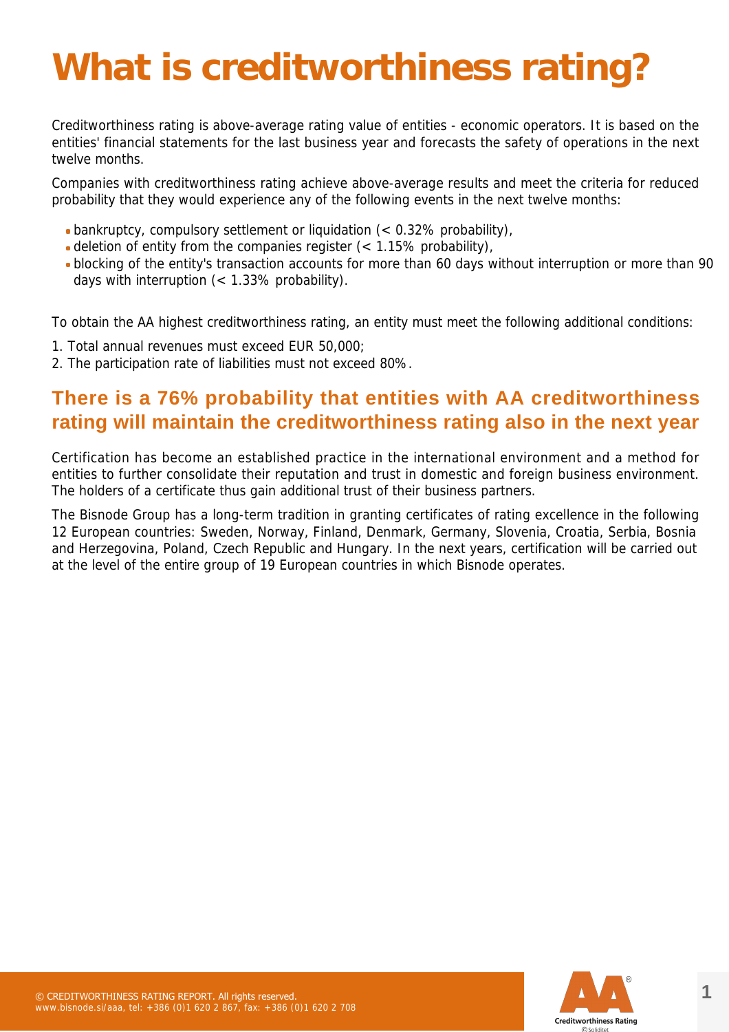# What is creditworthiness rating?

Creditworthiness rating is above-average rating value of entities - economic operators. It is based on the entities' financial statements for the last business year and forecasts the safety of operations in the next twelve months.

Companies with creditworthiness rating achieve above-average results and meet the criteria for reduced probability that they would experience any of the following events in the next twelve months:

- bankruptcy, compulsory settlement or liquidation (< 0.32% probability),
- deletion of entity from the companies register (< 1.15% probability),
- blocking of the entity's transaction accounts for more than 60 days without interruption or more than 90 days with interruption (< 1.33% probability).

To obtain the AA highest creditworthiness rating, an entity must meet the following additional conditions:

1. Total annual revenues must exceed EUR 50,000;
2. The participation rate of liabilities must not exceed 80%.

## There is a 76% probability that entities with AA creditworthiness rating will maintain the creditworthiness rating also in the next year

Certification has become an established practice in the international environment and a method for entities to further consolidate their reputation and trust in domestic and foreign business environment. The holders of a certificate thus gain additional trust of their business partners.

The Bisnode Group has a long-term tradition in granting certificates of rating excellence in the following 12 European countries: Sweden, Norway, Finland, Denmark, Germany, Slovenia, Croatia, Serbia, Bosnia and Herzegovina, Poland, Czech Republic and Hungary. In the next years, certification will be carried out at the level of the entire group of 19 European countries in which Bisnode operates.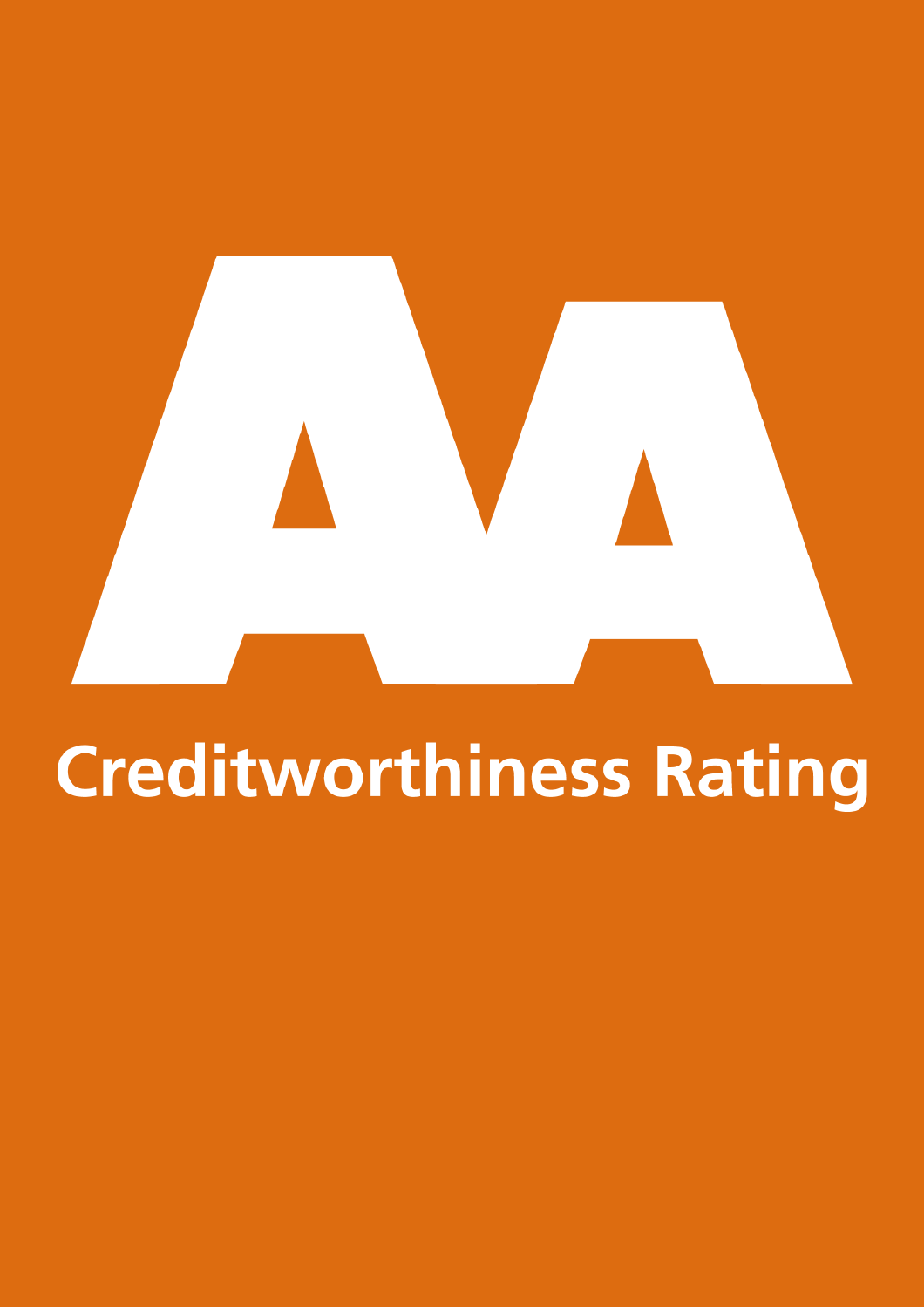# AA

## Creditworthiness Rating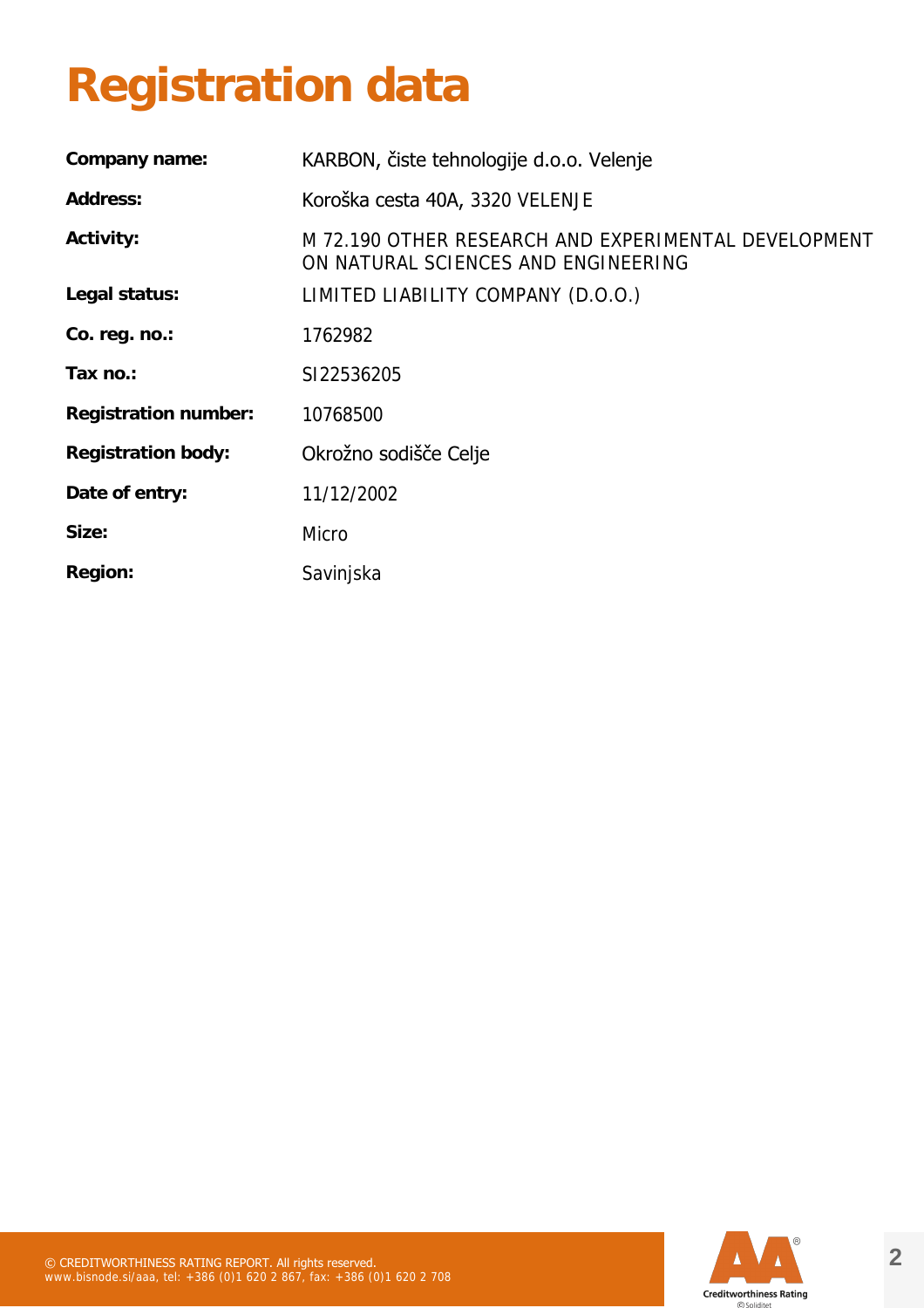# Registration data

| | |
|---|---|
| **Company name:** | KARBON, čiste tehnologije d.o.o. Velenje |
| **Address:** | Koroška cesta 40A, 3320 VELENJE |
| **Activity:** | M 72.190 OTHER RESEARCH AND EXPERIMENTAL DEVELOPMENT ON NATURAL SCIENCES AND ENGINEERING |
| **Legal status:** | LIMITED LIABILITY COMPANY (D.O.O.) |
| **Co. reg. no.:** | 1762982 |
| **Tax no.:** | SI22536205 |
| **Registration number:** | 10768500 |
| **Registration body:** | Okrožno sodišče Celje |
| **Date of entry:** | 11/12/2002 |
| **Size:** | Micro |
| **Region:** | Savinjska |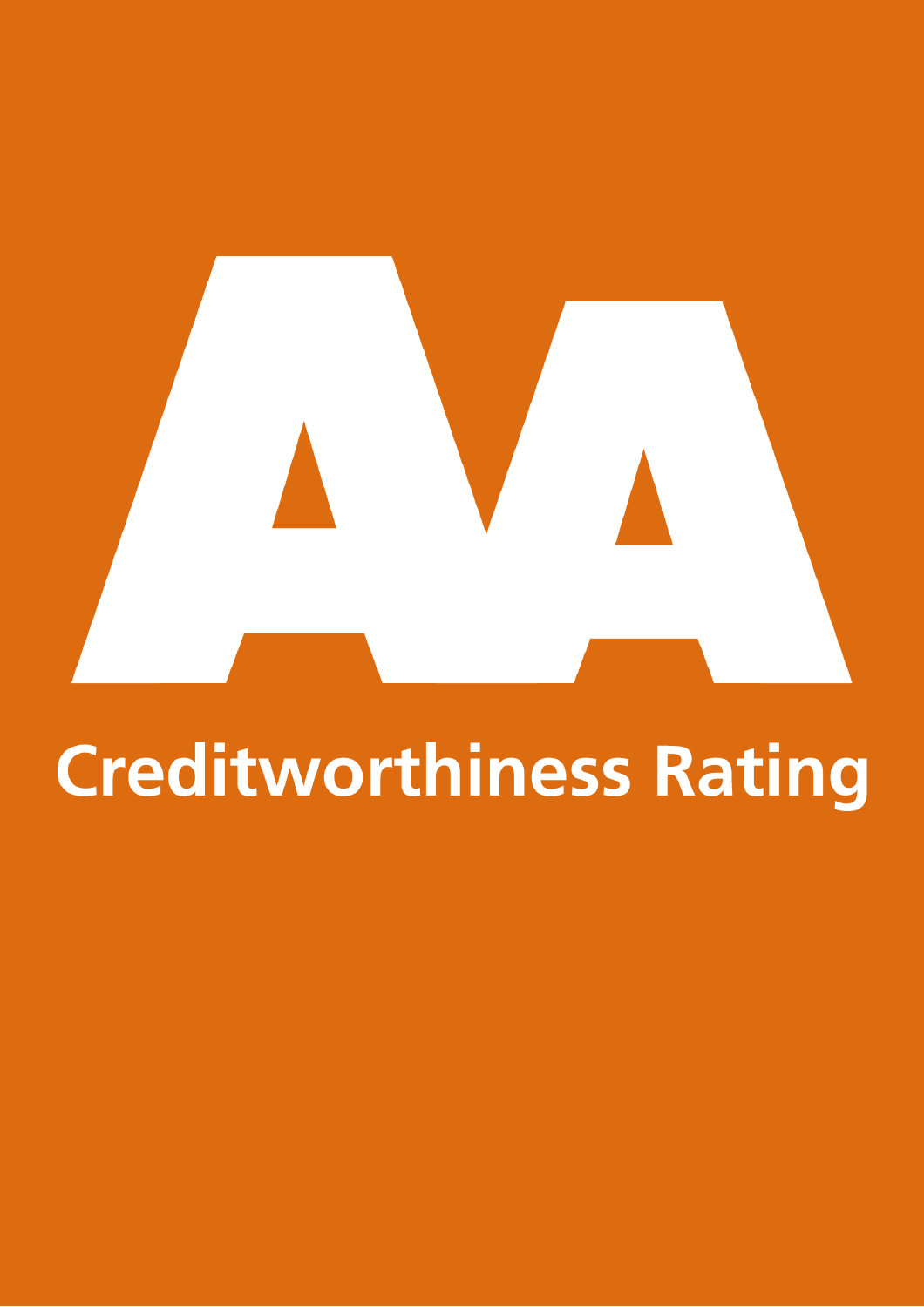# AA

## Creditworthiness Rating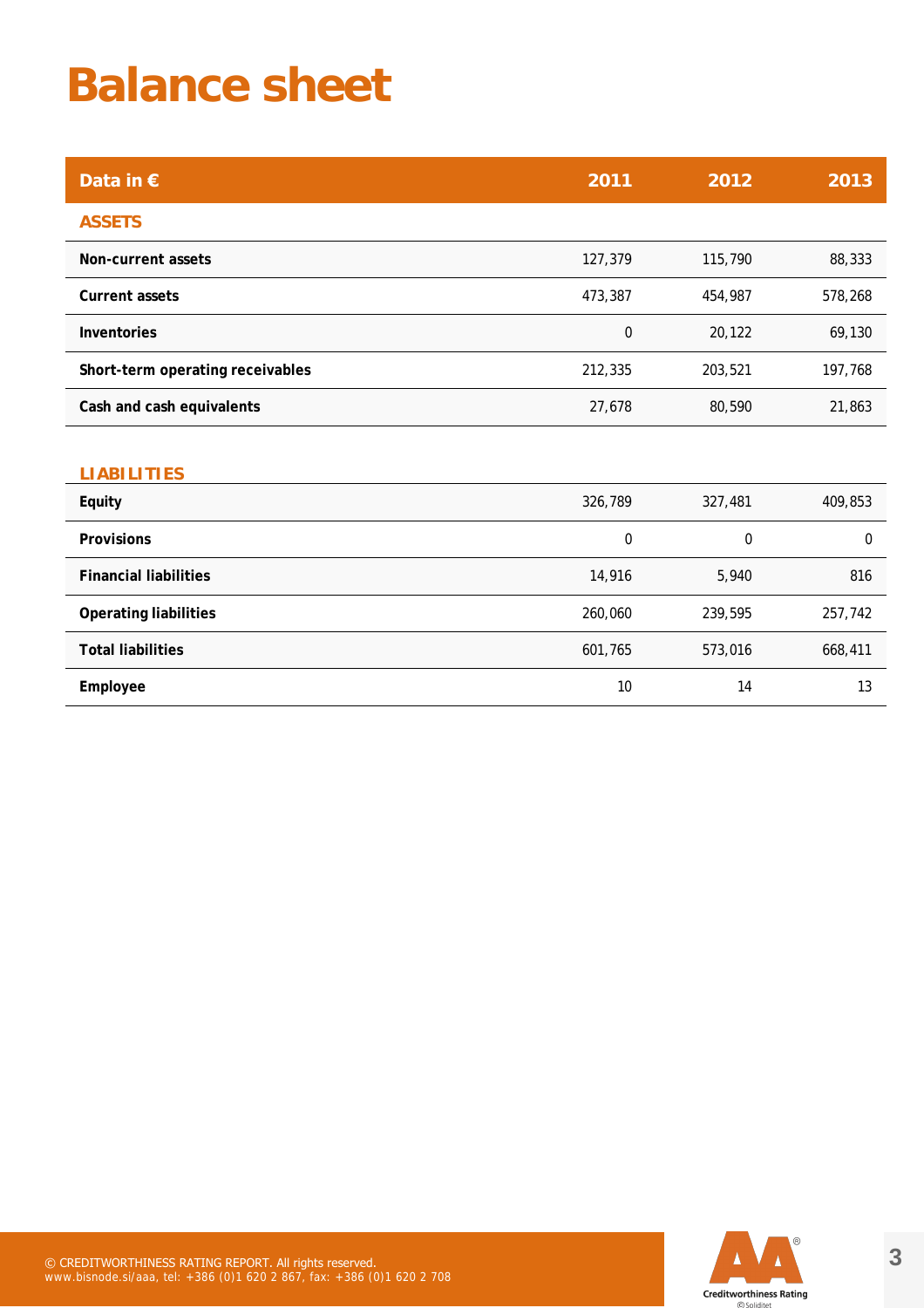# Balance sheet

| Data in € | 2011 | 2012 | 2013 |
|---|---|---|---|
| **ASSETS** | | | |
| **Non-current assets** | 127,379 | 115,790 | 88,333 |
| **Current assets** | 473,387 | 454,987 | 578,268 |
| **Inventories** | 0 | 20,122 | 69,130 |
| **Short-term operating receivables** | 212,335 | 203,521 | 197,768 |
| **Cash and cash equivalents** | 27,678 | 80,590 | 21,863 |
| **LIABILITIES** | | | |
| **Equity** | 326,789 | 327,481 | 409,853 |
| **Provisions** | 0 | 0 | 0 |
| **Financial liabilities** | 14,916 | 5,940 | 816 |
| **Operating liabilities** | 260,060 | 239,595 | 257,742 |
| **Total liabilities** | 601,765 | 573,016 | 668,411 |
| **Employee** | 10 | 14 | 13 |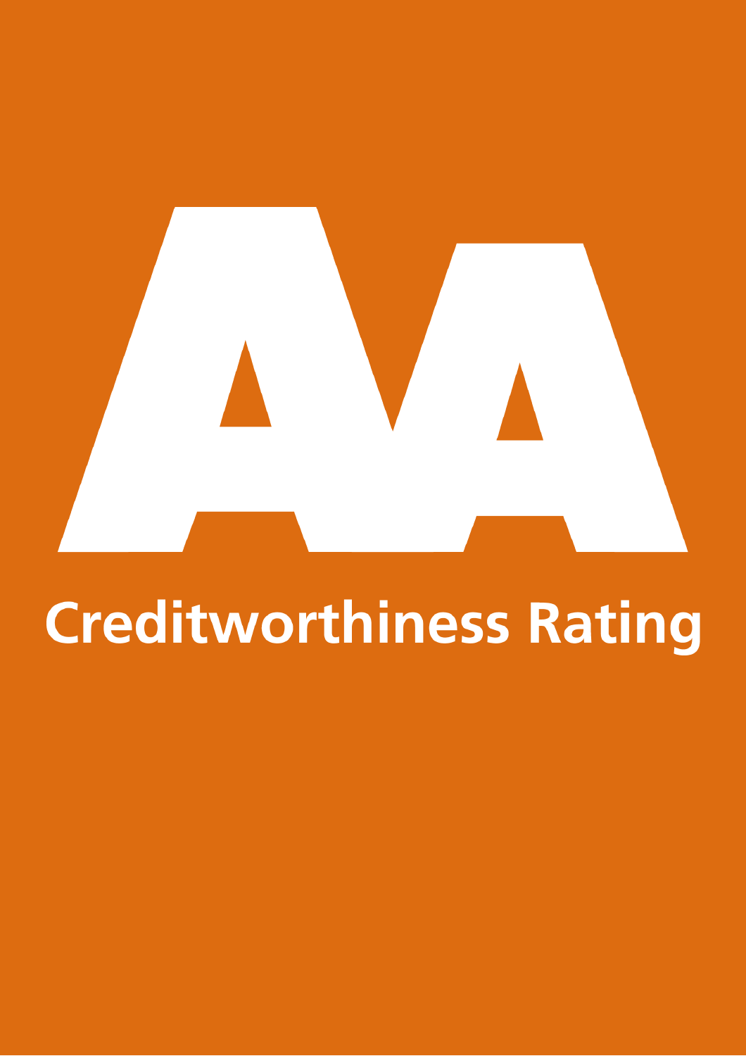# AA

## Creditworthiness Rating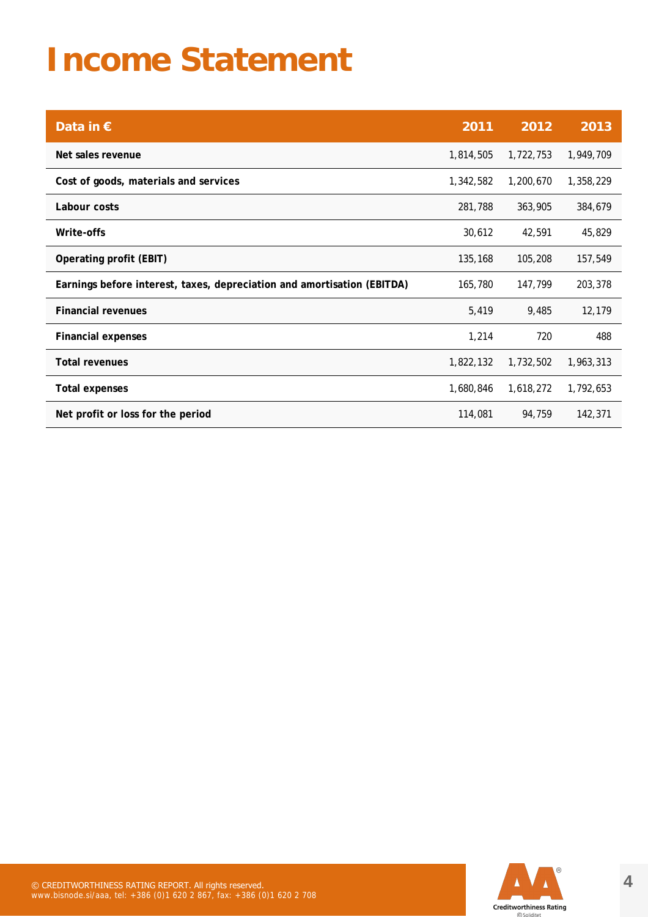# Income Statement

| Data in € | 2011 | 2012 | 2013 |
|---|---|---|---|
| **Net sales revenue** | 1,814,505 | 1,722,753 | 1,949,709 |
| **Cost of goods, materials and services** | 1,342,582 | 1,200,670 | 1,358,229 |
| **Labour costs** | 281,788 | 363,905 | 384,679 |
| **Write-offs** | 30,612 | 42,591 | 45,829 |
| **Operating profit (EBIT)** | 135,168 | 105,208 | 157,549 |
| **Earnings before interest, taxes, depreciation and amortisation (EBITDA)** | 165,780 | 147,799 | 203,378 |
| **Financial revenues** | 5,419 | 9,485 | 12,179 |
| **Financial expenses** | 1,214 | 720 | 488 |
| **Total revenues** | 1,822,132 | 1,732,502 | 1,963,313 |
| **Total expenses** | 1,680,846 | 1,618,272 | 1,792,653 |
| **Net profit or loss for the period** | 114,081 | 94,759 | 142,371 |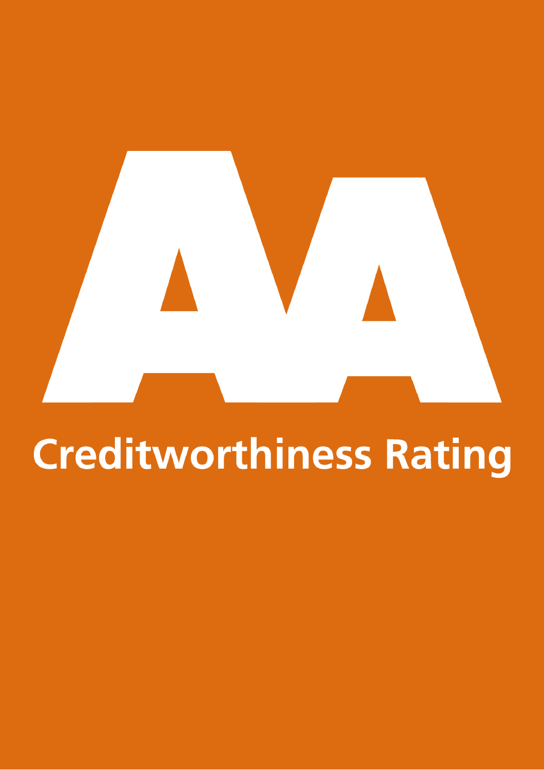# AA

Creditworthiness Rating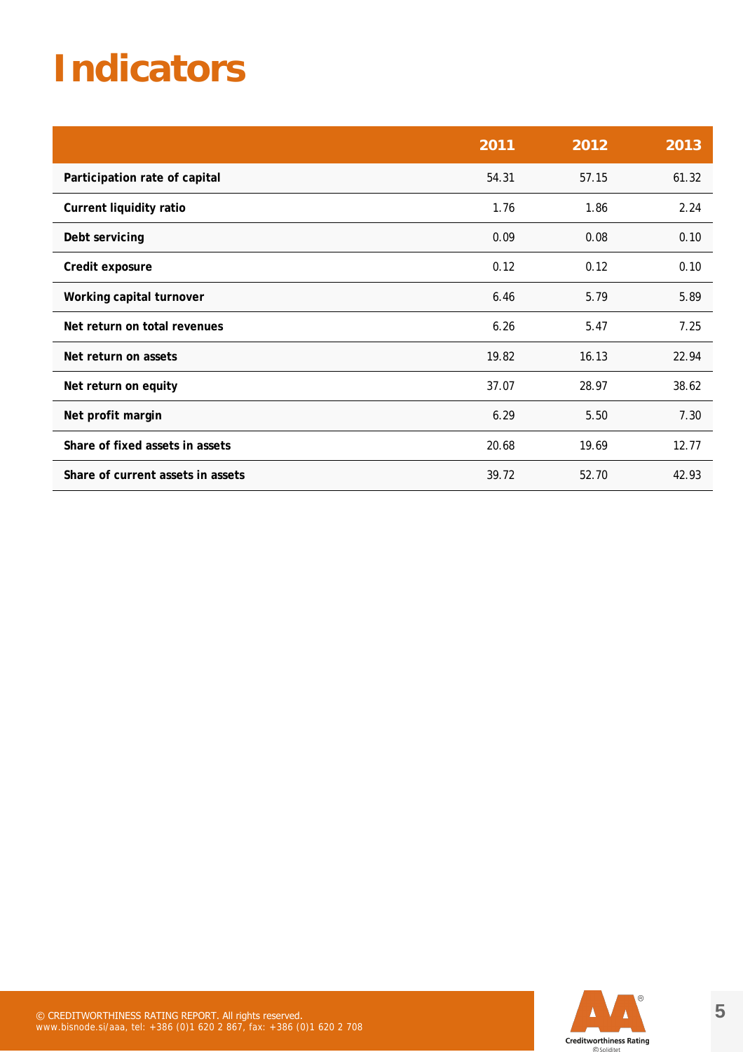# Indicators

| | 2011 | 2012 | 2013 |
|---|---|---|---|
| **Participation rate of capital** | 54.31 | 57.15 | 61.32 |
| **Current liquidity ratio** | 1.76 | 1.86 | 2.24 |
| **Debt servicing** | 0.09 | 0.08 | 0.10 |
| **Credit exposure** | 0.12 | 0.12 | 0.10 |
| **Working capital turnover** | 6.46 | 5.79 | 5.89 |
| **Net return on total revenues** | 6.26 | 5.47 | 7.25 |
| **Net return on assets** | 19.82 | 16.13 | 22.94 |
| **Net return on equity** | 37.07 | 28.97 | 38.62 |
| **Net profit margin** | 6.29 | 5.50 | 7.30 |
| **Share of fixed assets in assets** | 20.68 | 19.69 | 12.77 |
| **Share of current assets in assets** | 39.72 | 52.70 | 42.93 |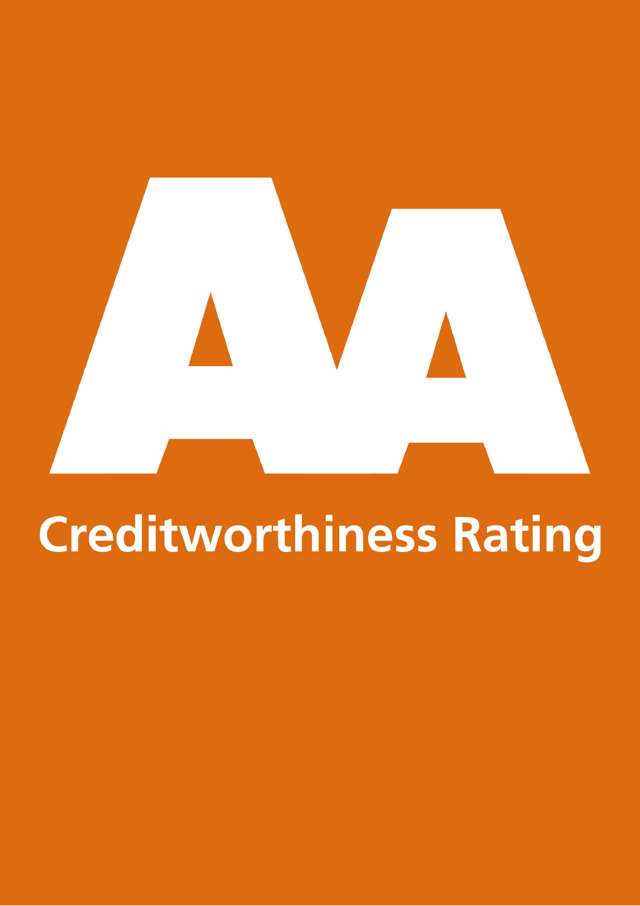# AA

Creditworthiness Rating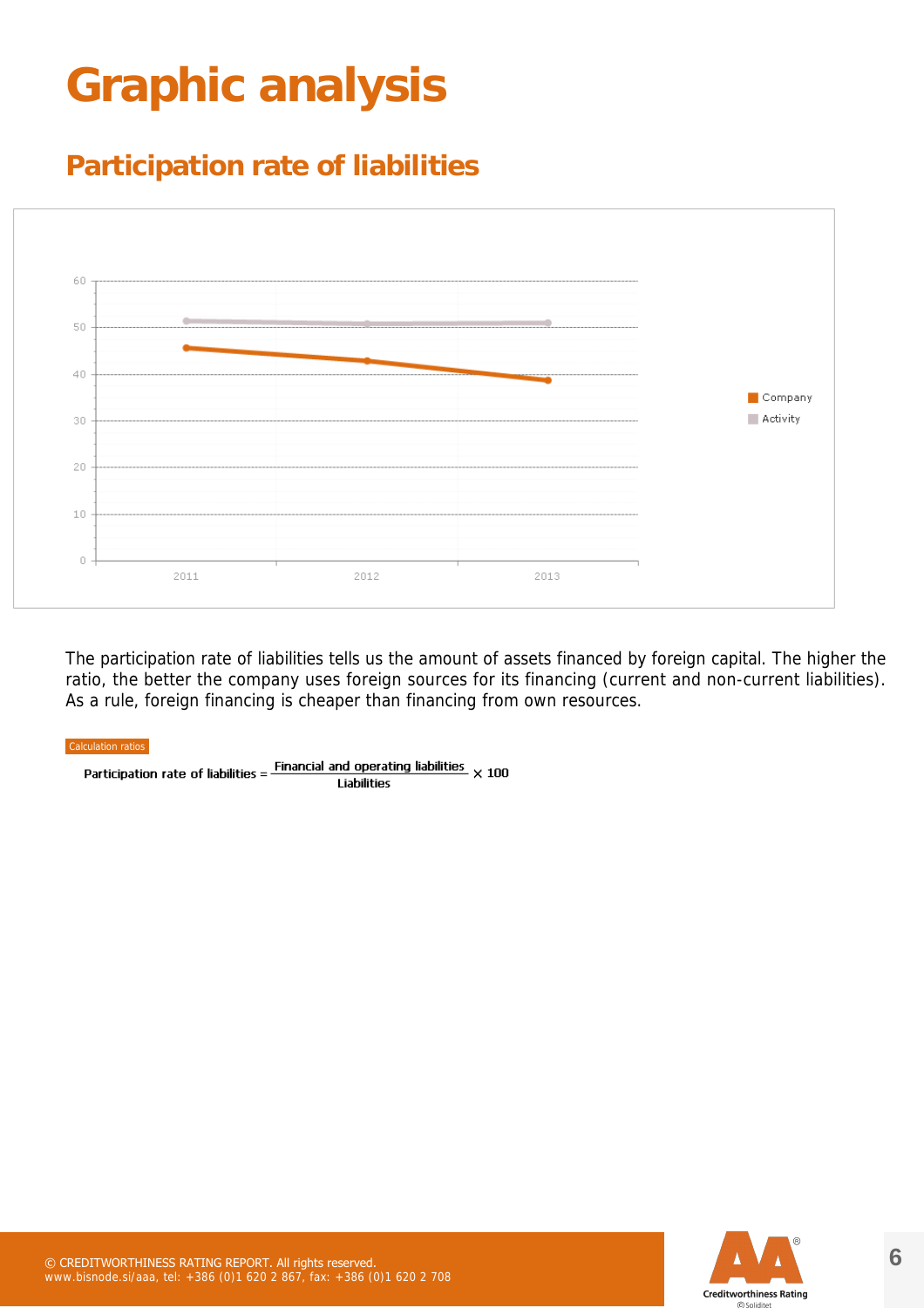# Graphic analysis

## Participation rate of liabilities

The participation rate of liabilities tells us the amount of assets financed by foreign capital. The higher the ratio, the better the company uses foreign sources for its financing (current and non-current liabilities). As a rule, foreign financing is cheaper than financing from own resources.

Calculation ratios

$$\text{Participation rate of liabilities} = \frac{\text{Financial and operating liabilities}}{\text{Liabilities}} \times 100$$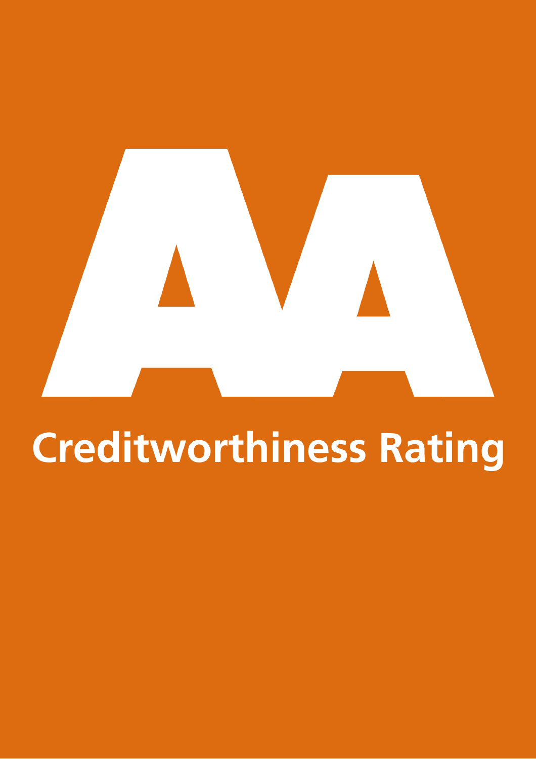# AA

## Creditworthiness Rating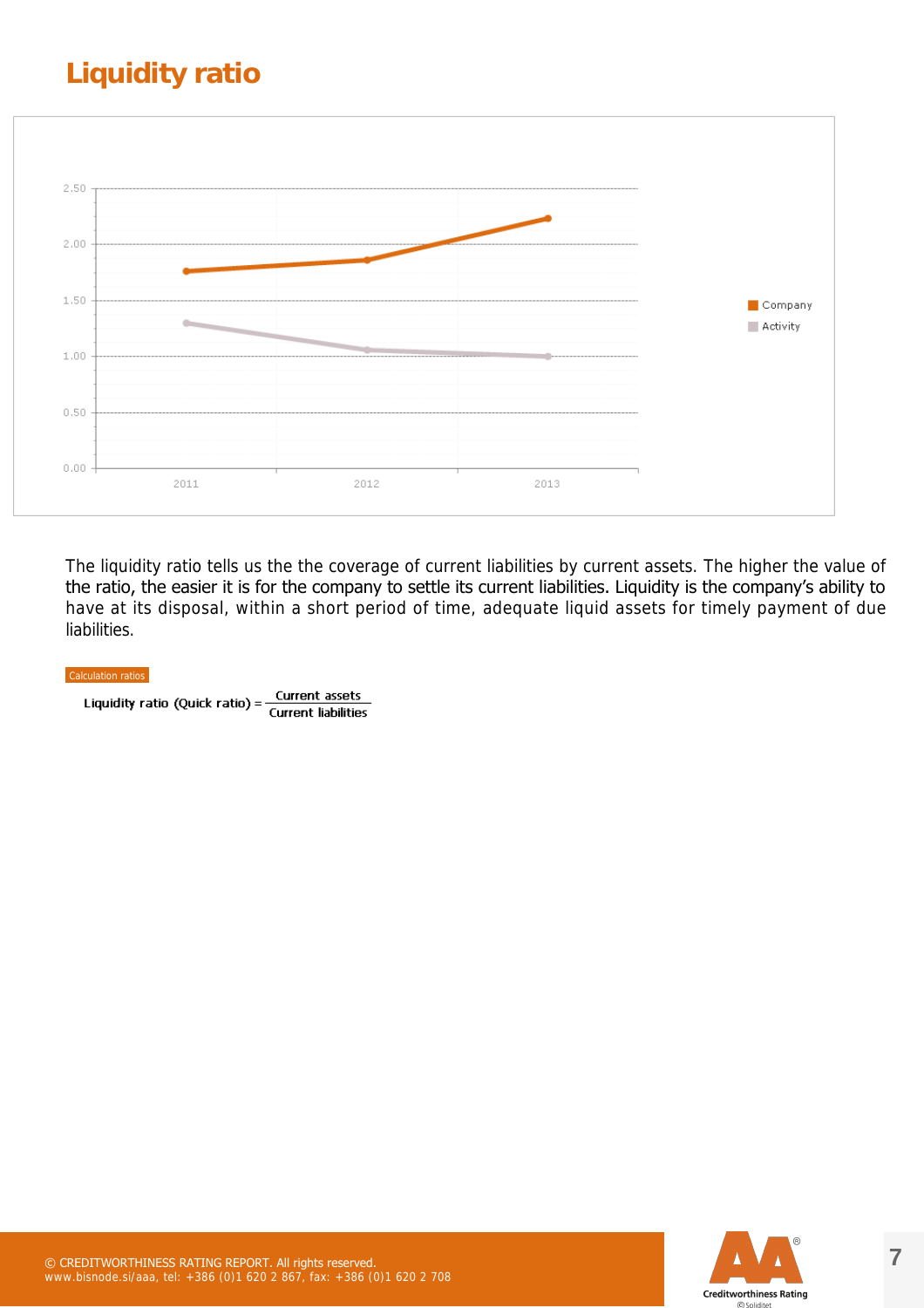# Liquidity ratio

The liquidity ratio tells us the the coverage of current liabilities by current assets. The higher the value of the ratio, the easier it is for the company to settle its current liabilities. Liquidity is the company's ability to have at its disposal, within a short period of time, adequate liquid assets for timely payment of due liabilities.

Calculation ratios

$$\text{Liquidity ratio (Quick ratio)} = \frac{\text{Current assets}}{\text{Current liabilities}}$$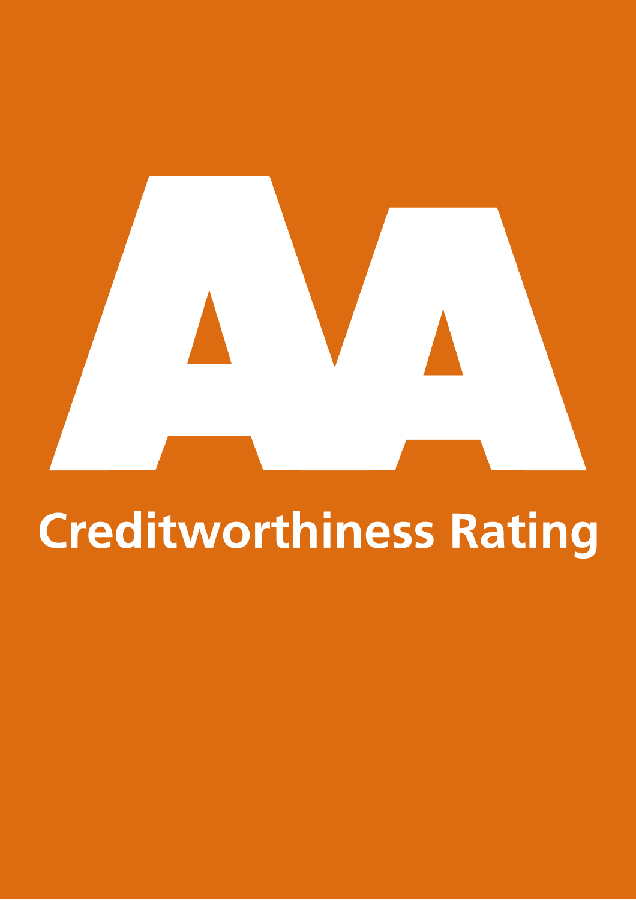# AA

## Creditworthiness Rating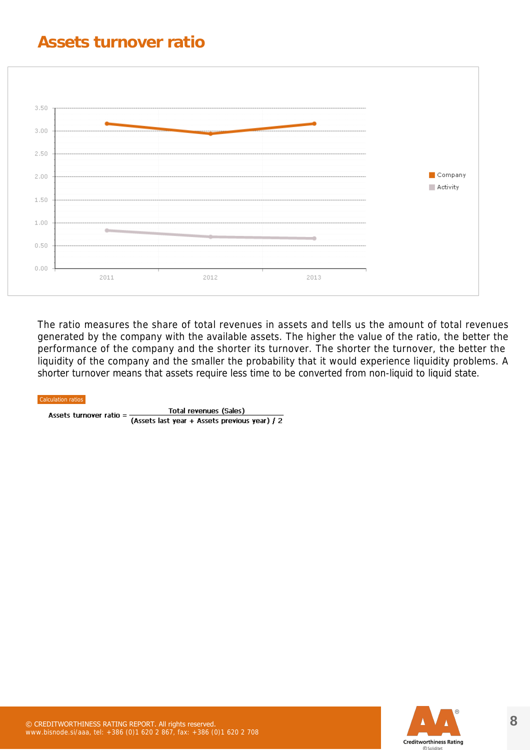# Assets turnover ratio

The ratio measures the share of total revenues in assets and tells us the amount of total revenues generated by the company with the available assets. The higher the value of the ratio, the better the performance of the company and the shorter its turnover. The shorter the turnover, the better the liquidity of the company and the smaller the probability that it would experience liquidity problems. A shorter turnover means that assets require less time to be converted from non-liquid to liquid state.

Calculation ratios

$$\text{Assets turnover ratio} = \frac{\text{Total revenues (Sales)}}{(\text{Assets last year} + \text{Assets previous year}) / 2}$$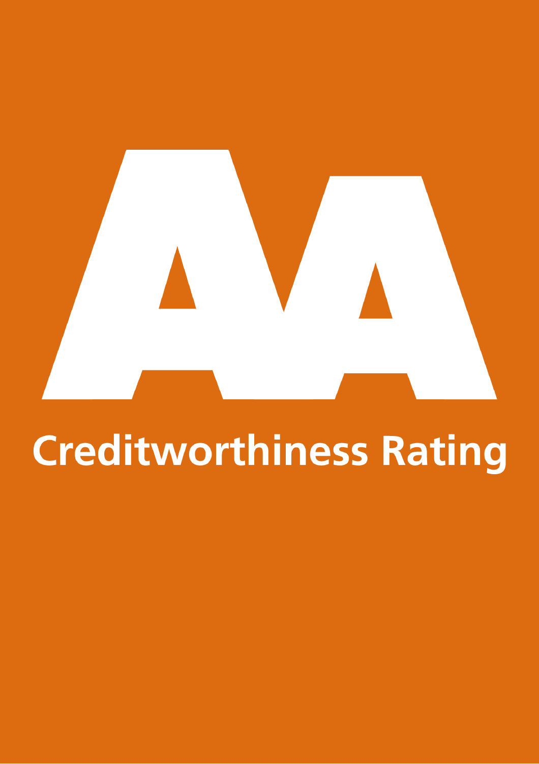AA

Creditworthiness Rating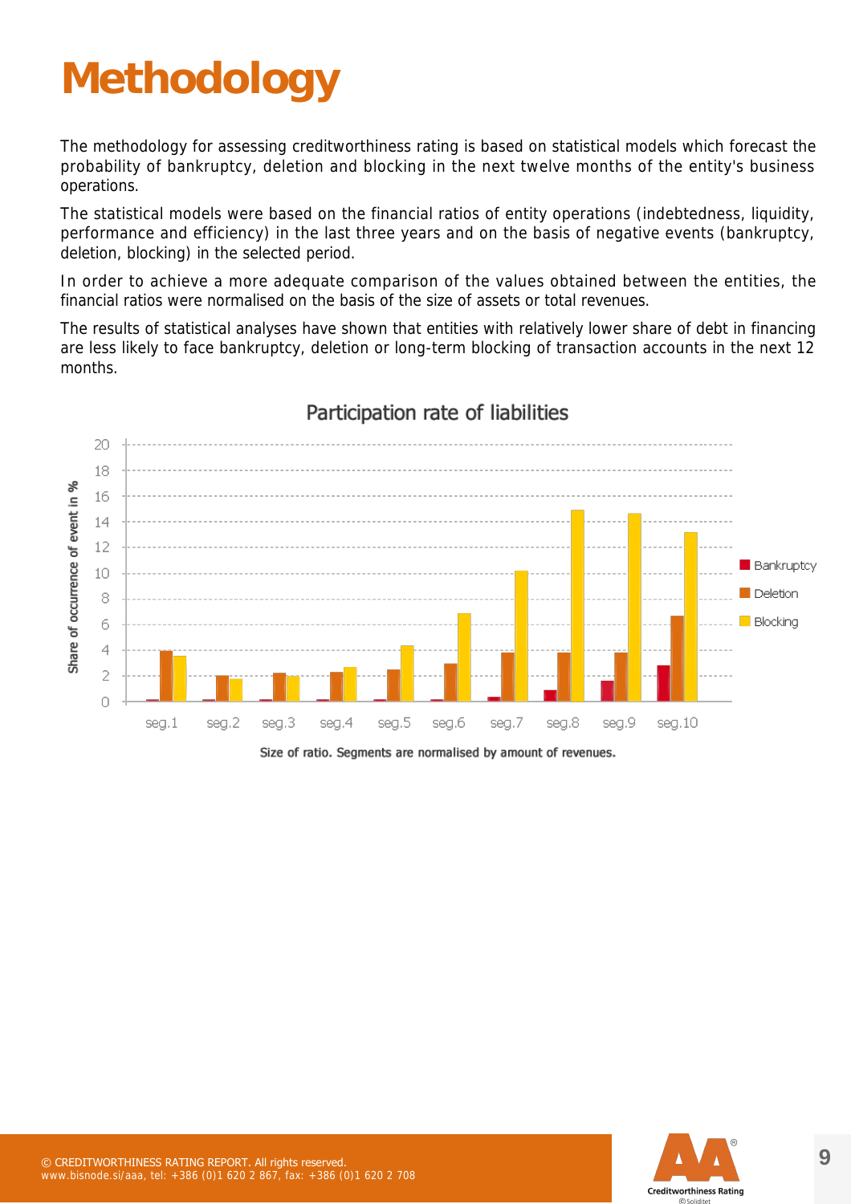# Methodology

The methodology for assessing creditworthiness rating is based on statistical models which forecast the probability of bankruptcy, deletion and blocking in the next twelve months of the entity's business operations.

The statistical models were based on the financial ratios of entity operations (indebtedness, liquidity, performance and efficiency) in the last three years and on the basis of negative events (bankruptcy, deletion, blocking) in the selected period.

In order to achieve a more adequate comparison of the values obtained between the entities, the financial ratios were normalised on the basis of the size of assets or total revenues.

The results of statistical analyses have shown that entities with relatively lower share of debt in financing are less likely to face bankruptcy, deletion or long-term blocking of transaction accounts in the next 12 months.

**Participation rate of liabilities**

Size of ratio. Segments are normalised by amount of revenues.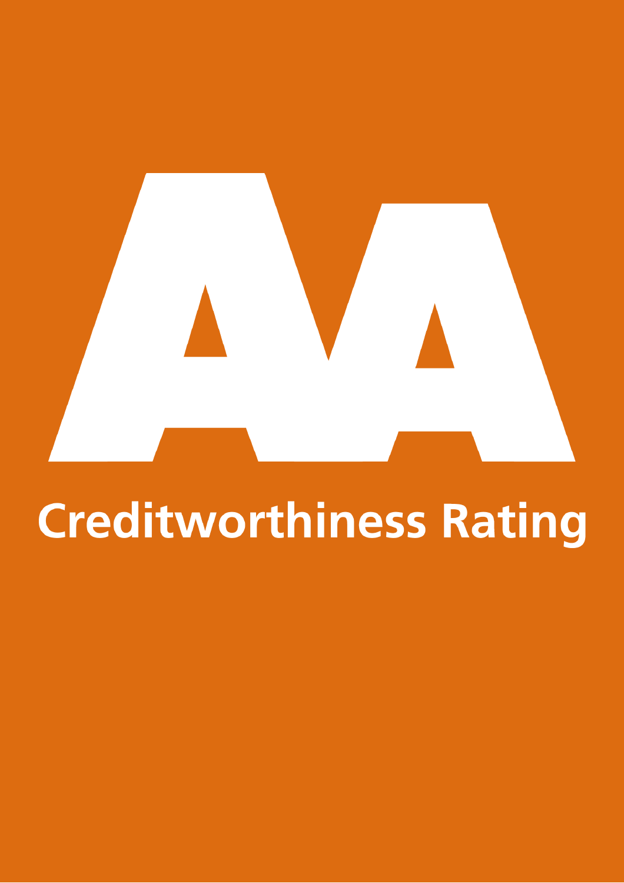AA

Creditworthiness Rating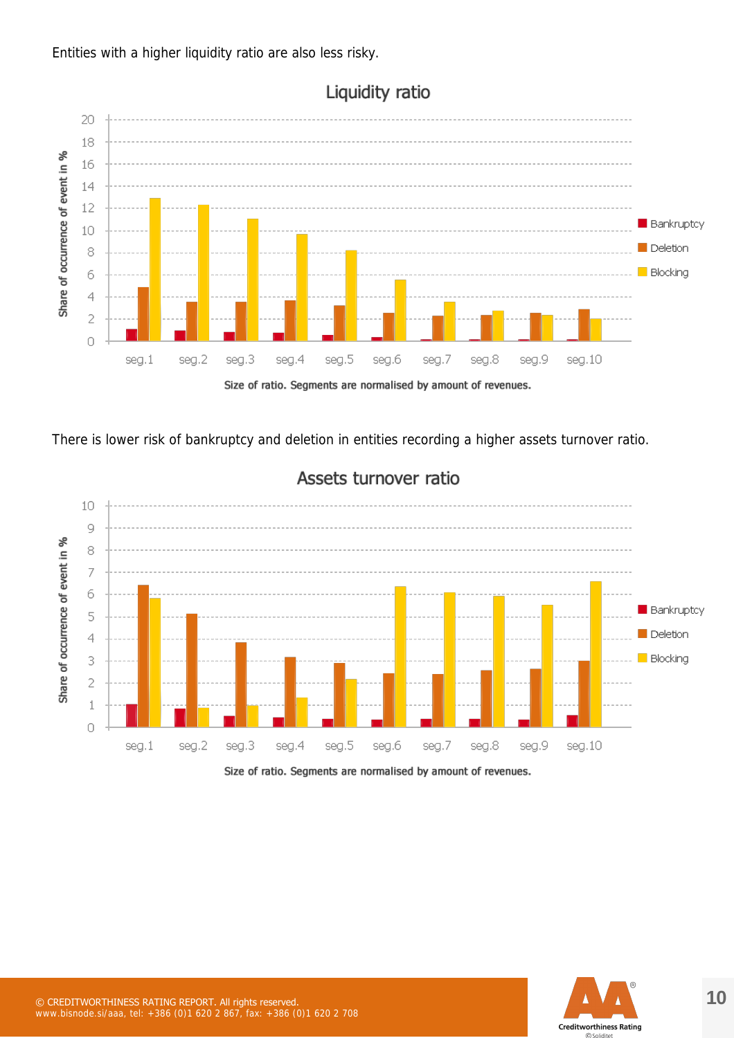Entities with a higher liquidity ratio are also less risky.

Liquidity ratio

Size of ratio. Segments are normalised by amount of revenues.

There is lower risk of bankruptcy and deletion in entities recording a higher assets turnover ratio.

Assets turnover ratio

Size of ratio. Segments are normalised by amount of revenues.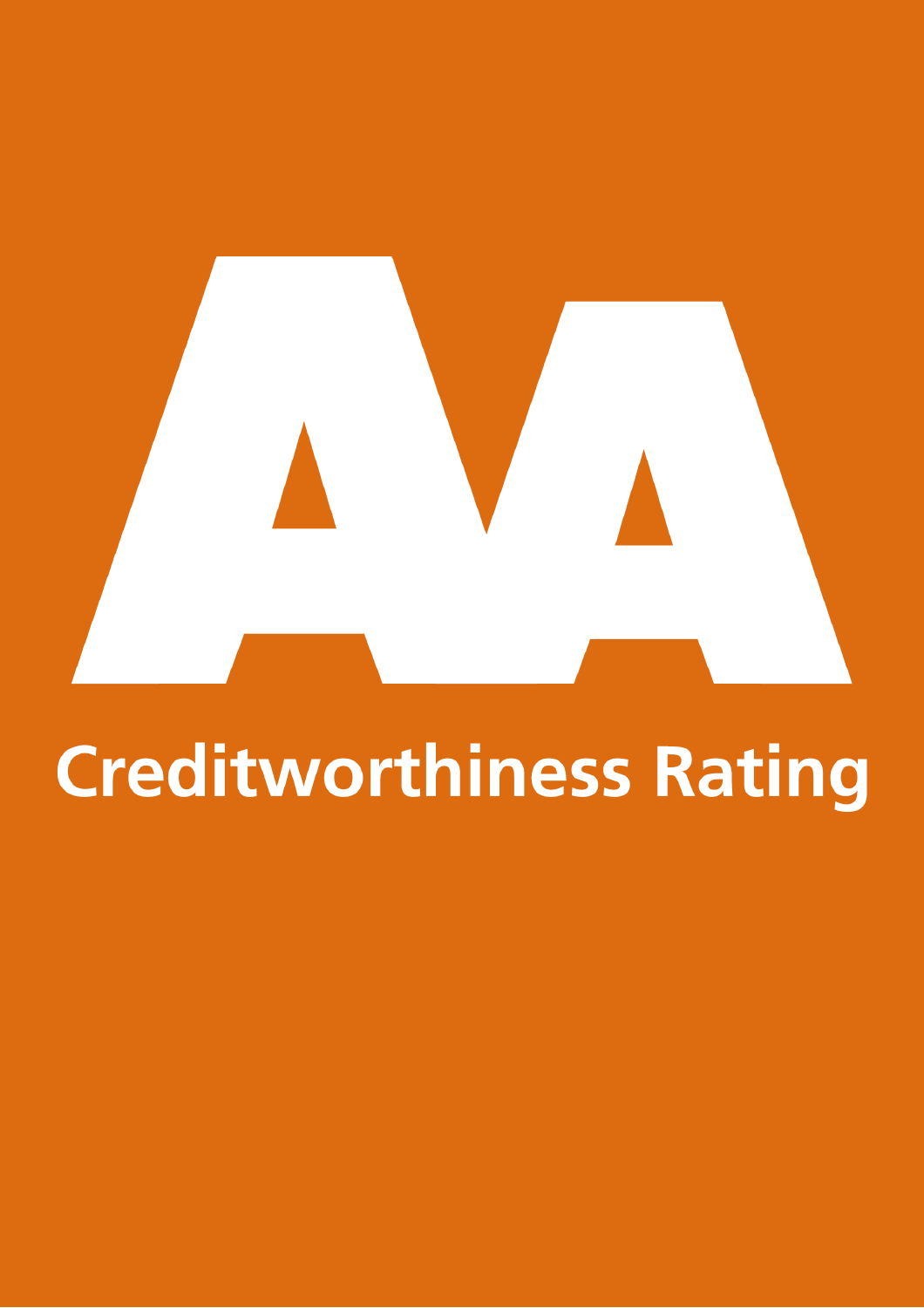# AA

## Creditworthiness Rating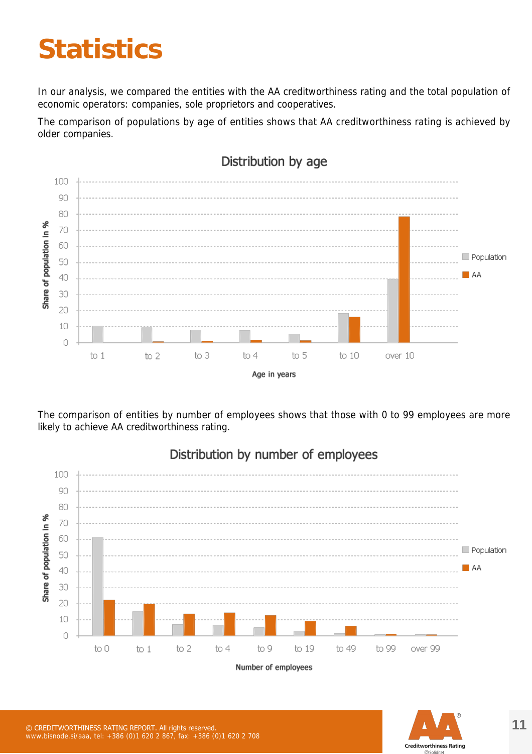# Statistics

In our analysis, we compared the entities with the AA creditworthiness rating and the total population of economic operators: companies, sole proprietors and cooperatives.

The comparison of populations by age of entities shows that AA creditworthiness rating is achieved by older companies.

Distribution by age

The comparison of entities by number of employees shows that those with 0 to 99 employees are more likely to achieve AA creditworthiness rating.

Distribution by number of employees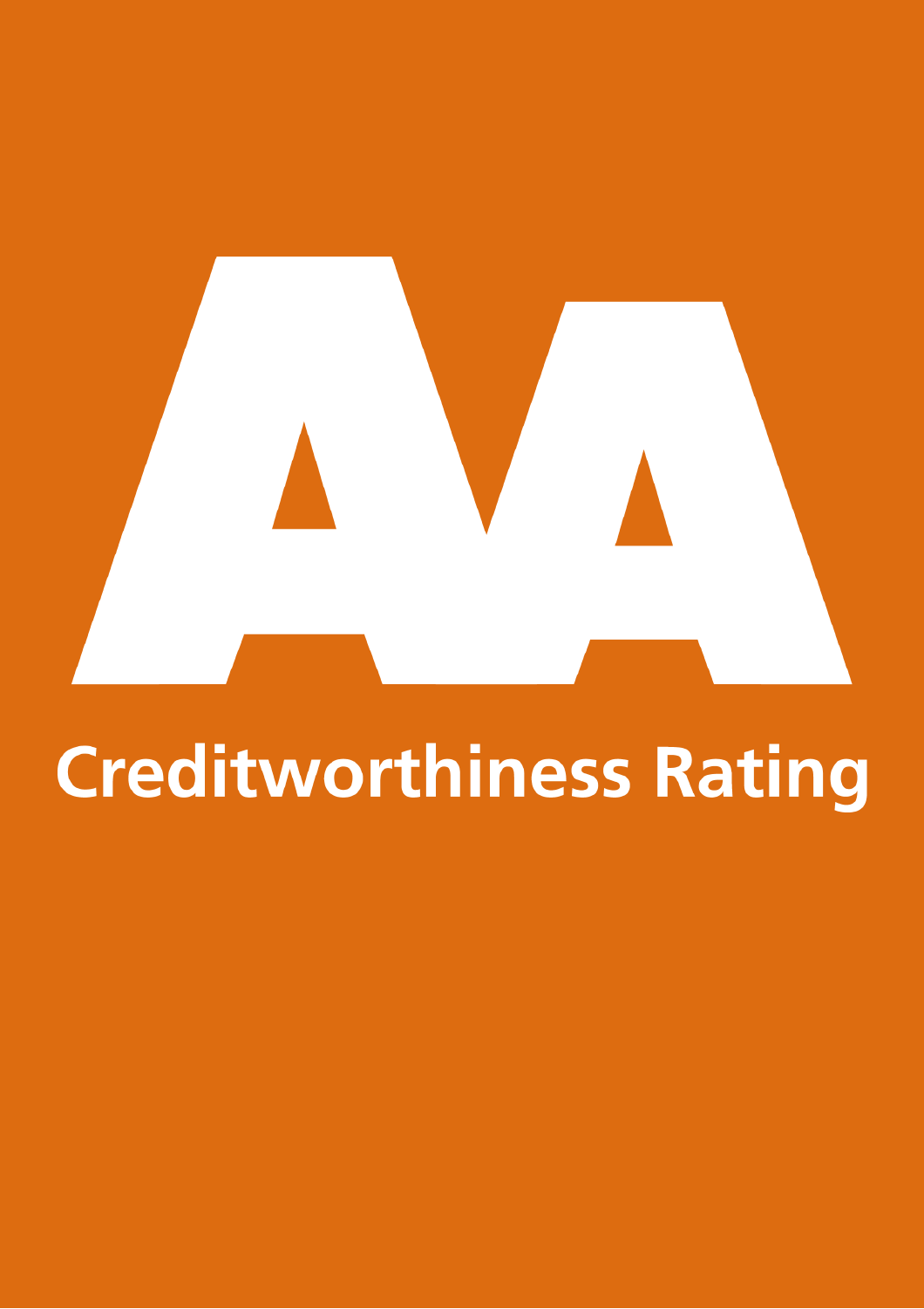# AA

## Creditworthiness Rating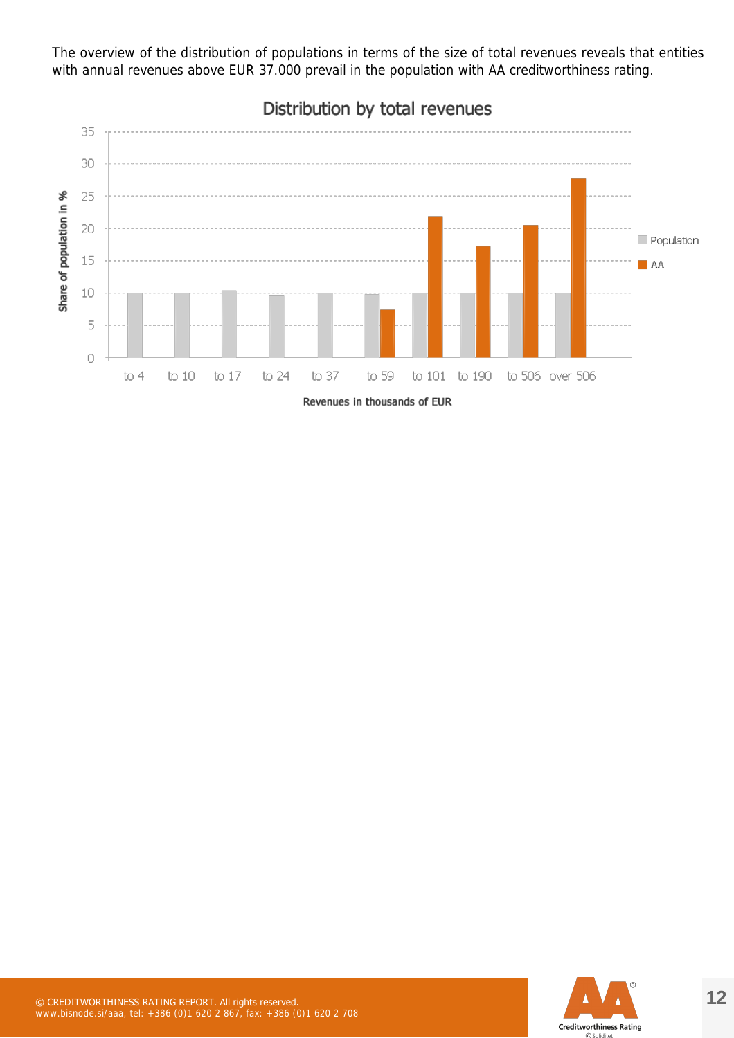The overview of the distribution of populations in terms of the size of total revenues reveals that entities with annual revenues above EUR 37.000 prevail in the population with AA creditworthiness rating.

Distribution by total revenues

Share of population in %

Population

AA

to 4, to 10, to 17, to 24, to 37, to 59, to 101, to 190, to 506, over 506

Revenues in thousands of EUR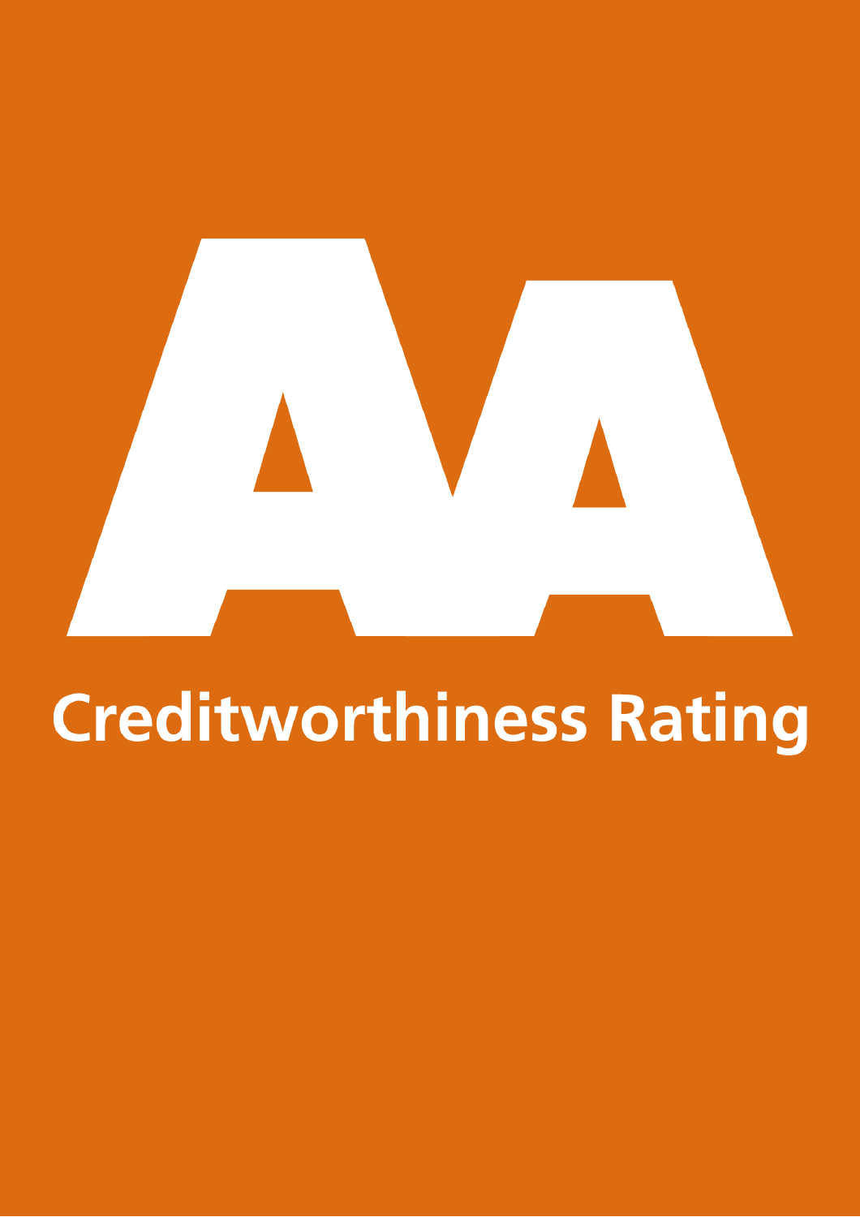AA

Creditworthiness Rating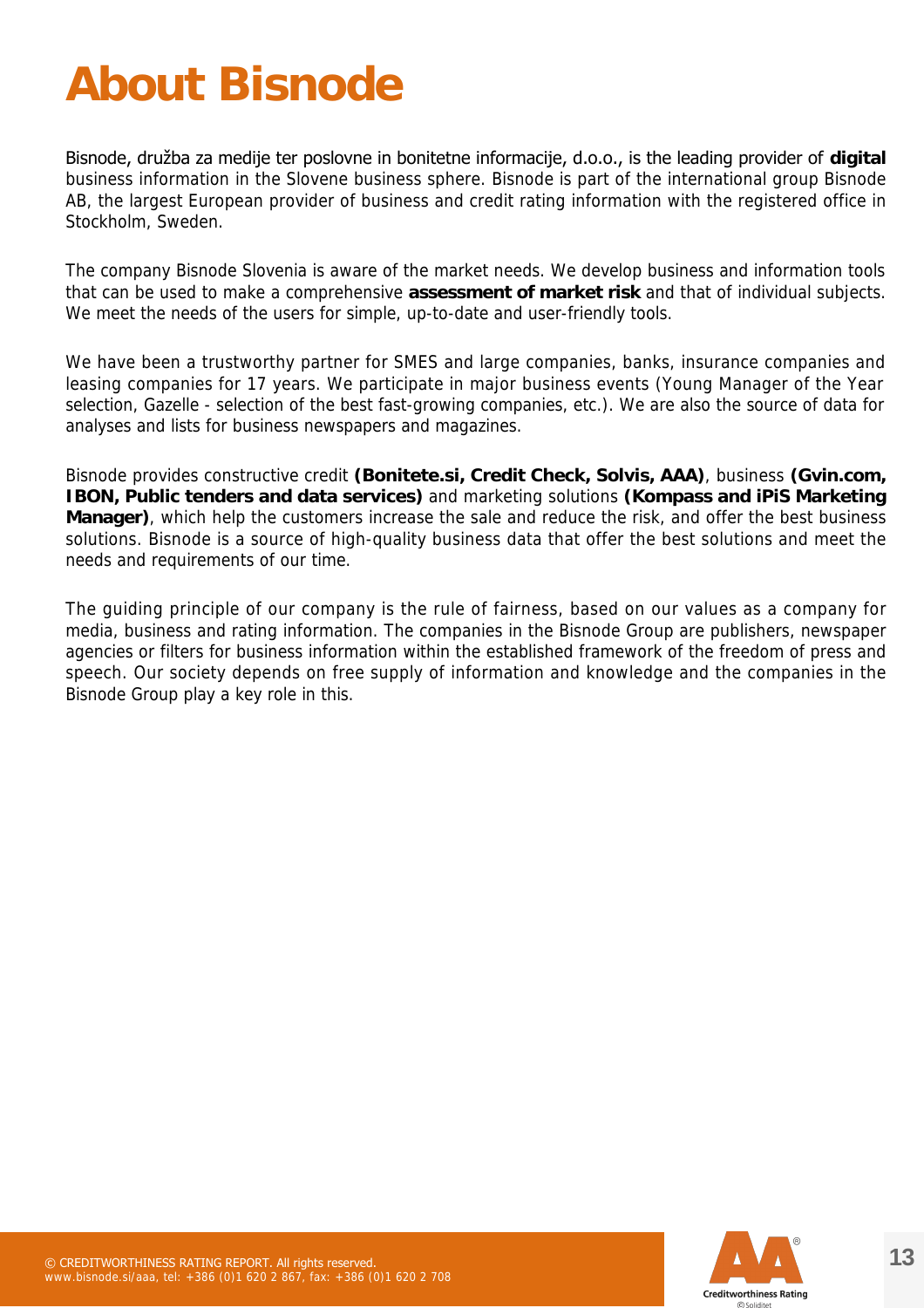# About Bisnode

Bisnode, družba za medije ter poslovne in bonitetne informacije, d.o.o., is the leading provider of **digital** business information in the Slovene business sphere. Bisnode is part of the international group Bisnode AB, the largest European provider of business and credit rating information with the registered office in Stockholm, Sweden.

The company Bisnode Slovenia is aware of the market needs. We develop business and information tools that can be used to make a comprehensive **assessment of market risk** and that of individual subjects. We meet the needs of the users for simple, up-to-date and user-friendly tools.

We have been a trustworthy partner for SMES and large companies, banks, insurance companies and leasing companies for 17 years. We participate in major business events (Young Manager of the Year selection, Gazelle - selection of the best fast-growing companies, etc.). We are also the source of data for analyses and lists for business newspapers and magazines.

Bisnode provides constructive credit **(Bonitete.si, Credit Check, Solvis, AAA)**, business **(Gvin.com, IBON, Public tenders and data services)** and marketing solutions **(Kompass and iPiS Marketing Manager)**, which help the customers increase the sale and reduce the risk, and offer the best business solutions. Bisnode is a source of high-quality business data that offer the best solutions and meet the needs and requirements of our time.

The guiding principle of our company is the rule of fairness, based on our values as a company for media, business and rating information. The companies in the Bisnode Group are publishers, newspaper agencies or filters for business information within the established framework of the freedom of press and speech. Our society depends on free supply of information and knowledge and the companies in the Bisnode Group play a key role in this.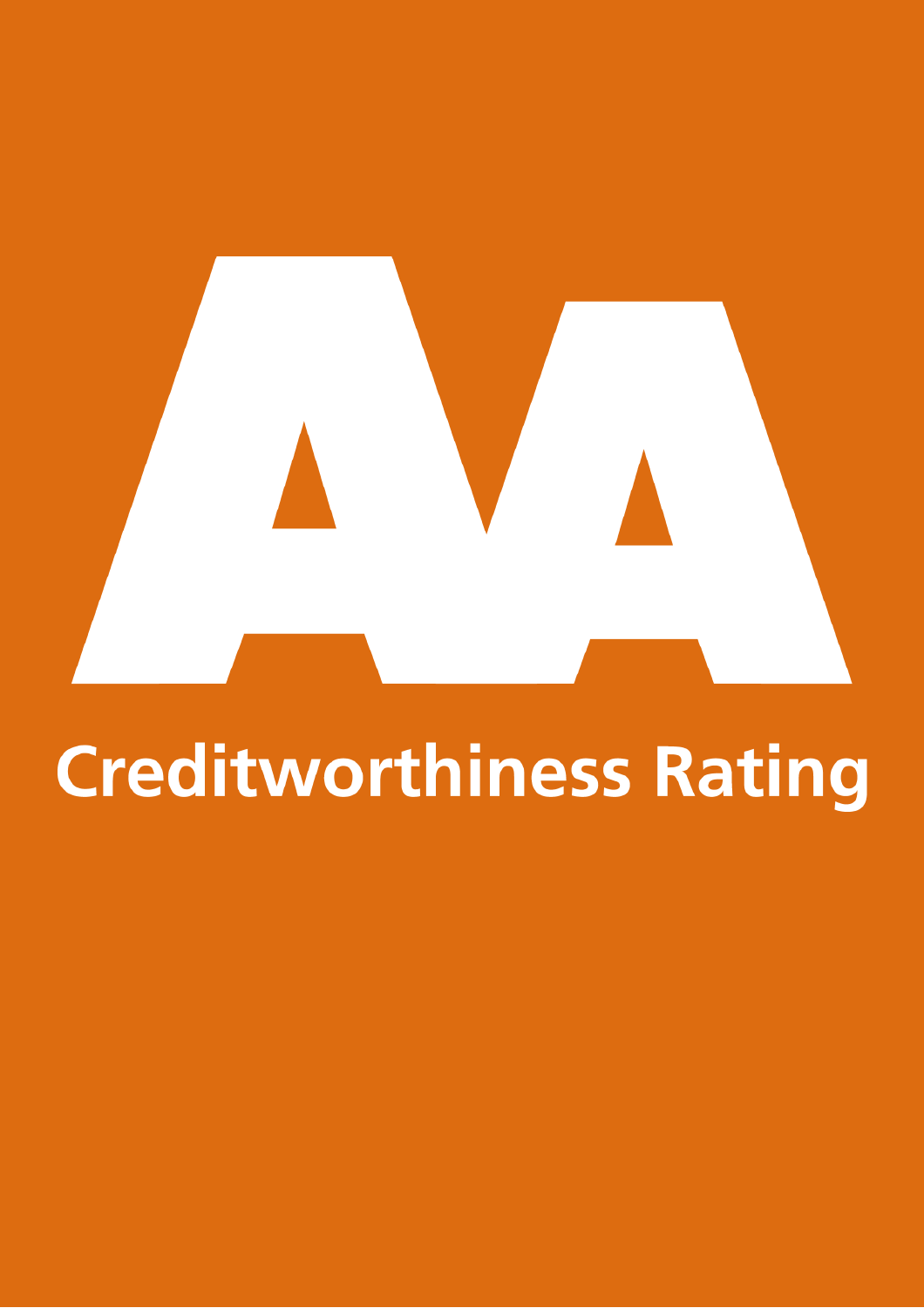AA

Creditworthiness Rating